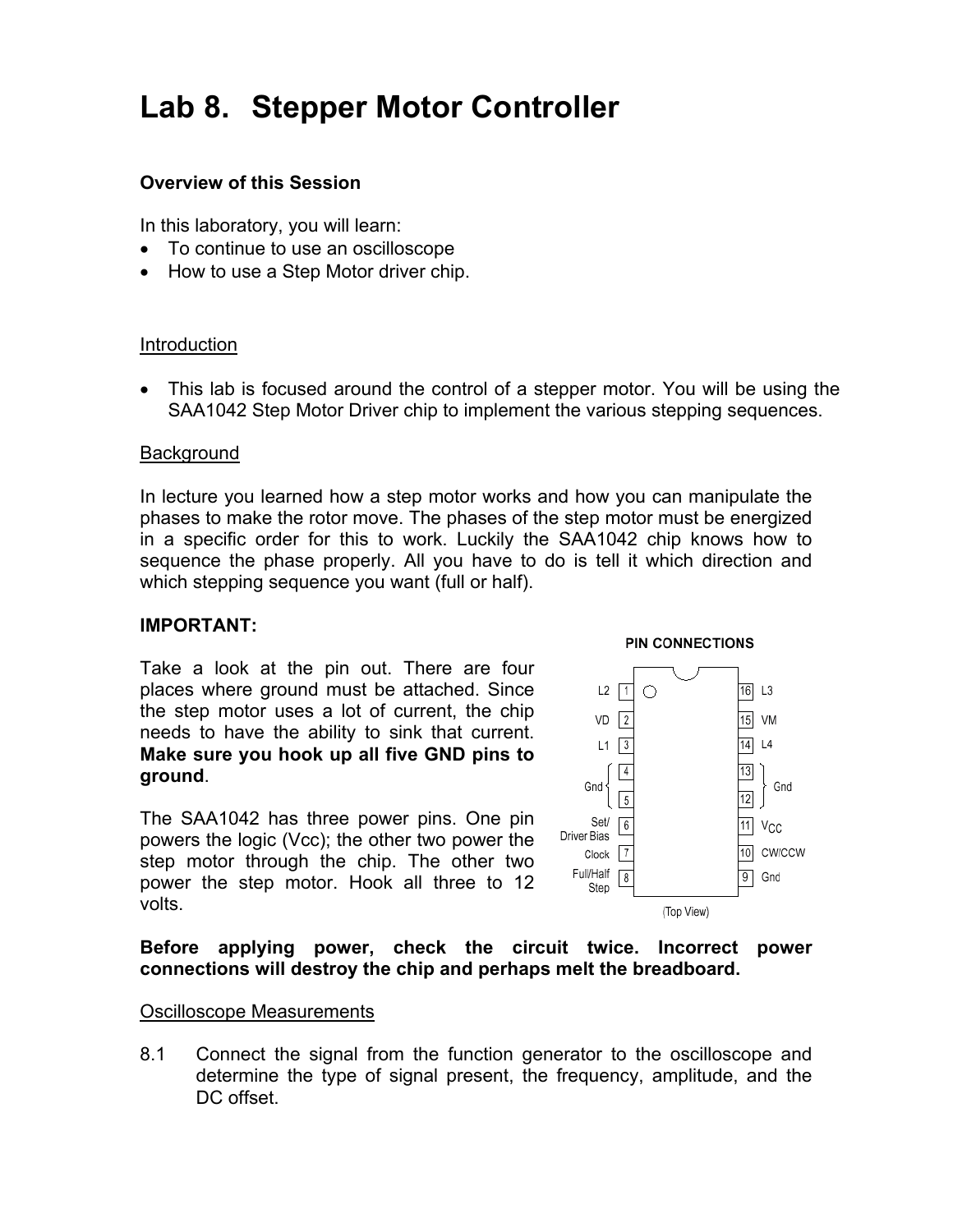# Lab 8. Stepper Motor Controller

**Overview of this Session**

In this laboratory, you will learn:

- To continue to use an oscilloscope
- How to use a Step Motor driver chip.

Introduction

- This lab is focused around the control of a stepper motor. You will be using the SAA1042 Step Motor Driver chip to implement the various stepping sequences.

Background

In lecture you learned how a step motor works and how you can manipulate the phases to make the rotor move. The phases of the step motor must be energized in a specific order for this to work. Luckily the SAA1042 chip knows how to sequence the phase properly. All you have to do is tell it which direction and which stepping sequence you want (full or half).

**IMPORTANT:**

Take a look at the pin out. There are four places where ground must be attached. Since the step motor uses a lot of current, the chip needs to have the ability to sink that current. **Make sure you hook up all five GND pins to ground**.

The SAA1042 has three power pins. One pin powers the logic (Vcc); the other two power the step motor through the chip. The other two power the step motor. Hook all three to 12 volts.

**PIN CONNECTIONS**

| Pin | Function | Pin | Function |
|---|---|---|---|
| 1 | L2 | 16 | L3 |
| 2 | VD | 15 | VM |
| 3 | L1 | 14 | L4 |
| 4 | Gnd | 13 | Gnd |
| 5 | Gnd | 12 | Gnd |
| 6 | Set/ Driver Bias | 11 | $V_{CC}$ |
| 7 | Clock | 10 | CW/CCW |
| 8 | Full/Half Step | 9 | Gnd |

(Top View)

**Before applying power, check the circuit twice. Incorrect power connections will destroy the chip and perhaps melt the breadboard.**

Oscilloscope Measurements

8.1 Connect the signal from the function generator to the oscilloscope and determine the type of signal present, the frequency, amplitude, and the DC offset.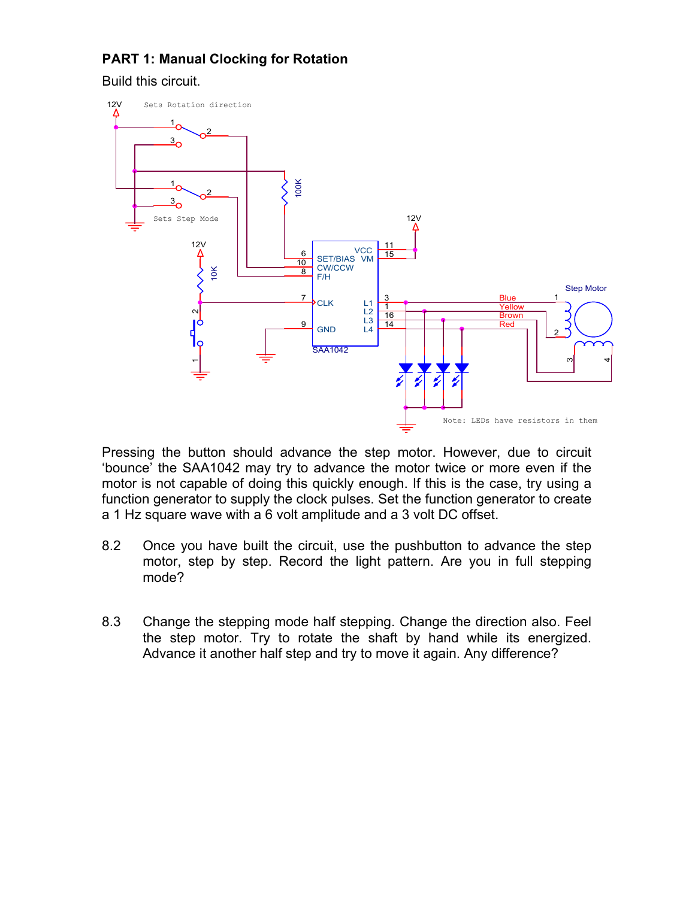## PART 1: Manual Clocking for Rotation

Build this circuit.

Pressing the button should advance the step motor. However, due to circuit 'bounce' the SAA1042 may try to advance the motor twice or more even if the motor is not capable of doing this quickly enough. If this is the case, try using a function generator to supply the clock pulses. Set the function generator to create a 1 Hz square wave with a 6 volt amplitude and a 3 volt DC offset.

8.2 Once you have built the circuit, use the pushbutton to advance the step motor, step by step. Record the light pattern. Are you in full stepping mode?

8.3 Change the stepping mode half stepping. Change the direction also. Feel the step motor. Try to rotate the shaft by hand while its energized. Advance it another half step and try to move it again. Any difference?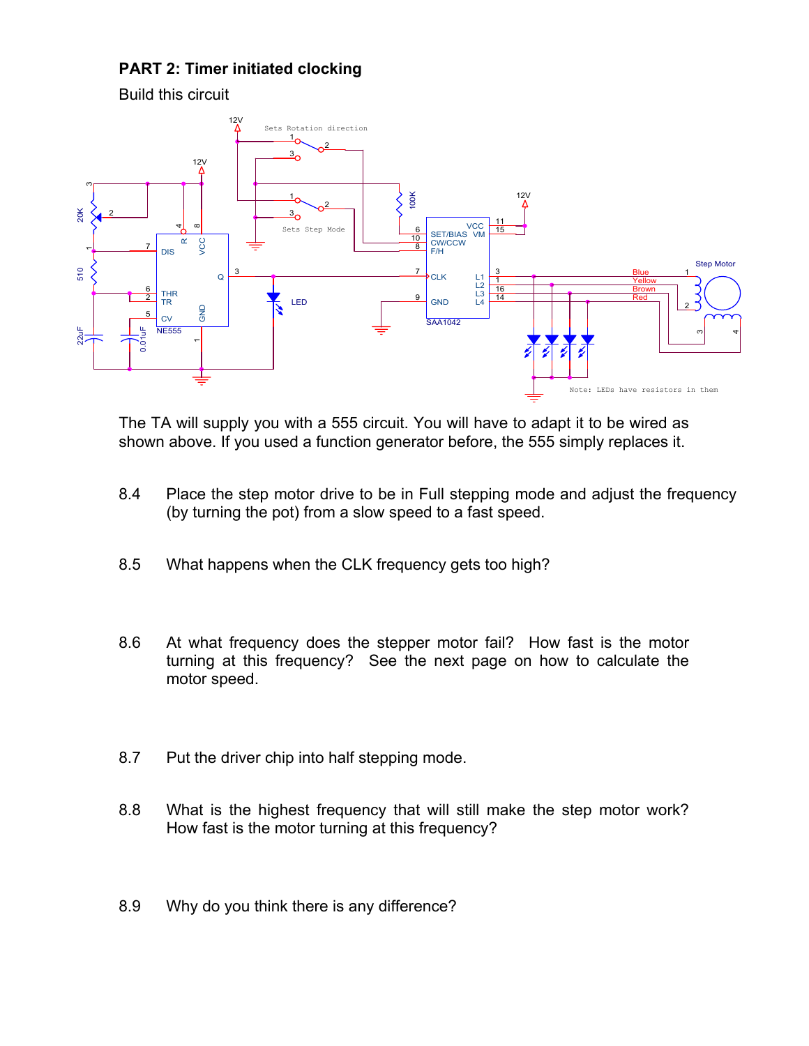**PART 2: Timer initiated clocking**

Build this circuit

The TA will supply you with a 555 circuit. You will have to adapt it to be wired as shown above. If you used a function generator before, the 555 simply replaces it.

8.4 Place the step motor drive to be in Full stepping mode and adjust the frequency (by turning the pot) from a slow speed to a fast speed.

8.5 What happens when the CLK frequency gets too high?

8.6 At what frequency does the stepper motor fail? How fast is the motor turning at this frequency? See the next page on how to calculate the motor speed.

8.7 Put the driver chip into half stepping mode.

8.8 What is the highest frequency that will still make the step motor work? How fast is the motor turning at this frequency?

8.9 Why do you think there is any difference?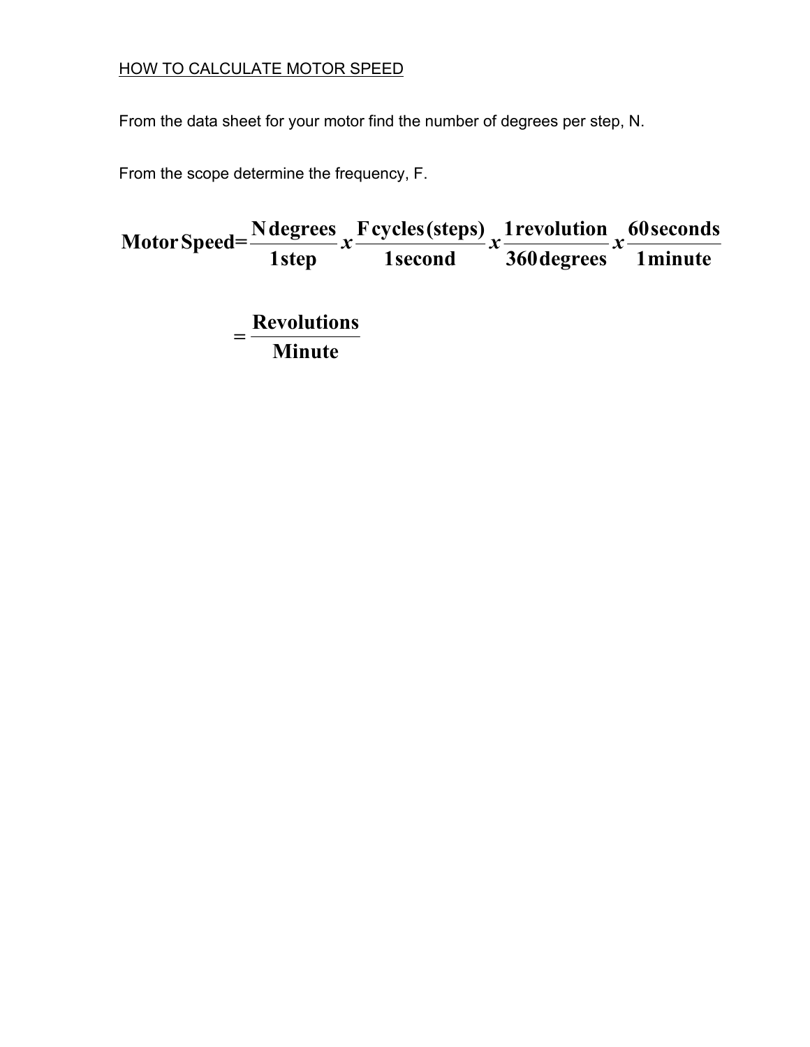## HOW TO CALCULATE MOTOR SPEED

From the data sheet for your motor find the number of degrees per step, N.

From the scope determine the frequency, F.

$$\textbf{Motor Speed} = \frac{\textbf{N degrees}}{\textbf{1 step}} \; x \; \frac{\textbf{F cycles (steps)}}{\textbf{1 second}} \; x \; \frac{\textbf{1 revolution}}{\textbf{360 degrees}} \; x \; \frac{\textbf{60 seconds}}{\textbf{1 minute}}$$

$$= \frac{\textbf{Revolutions}}{\textbf{Minute}}$$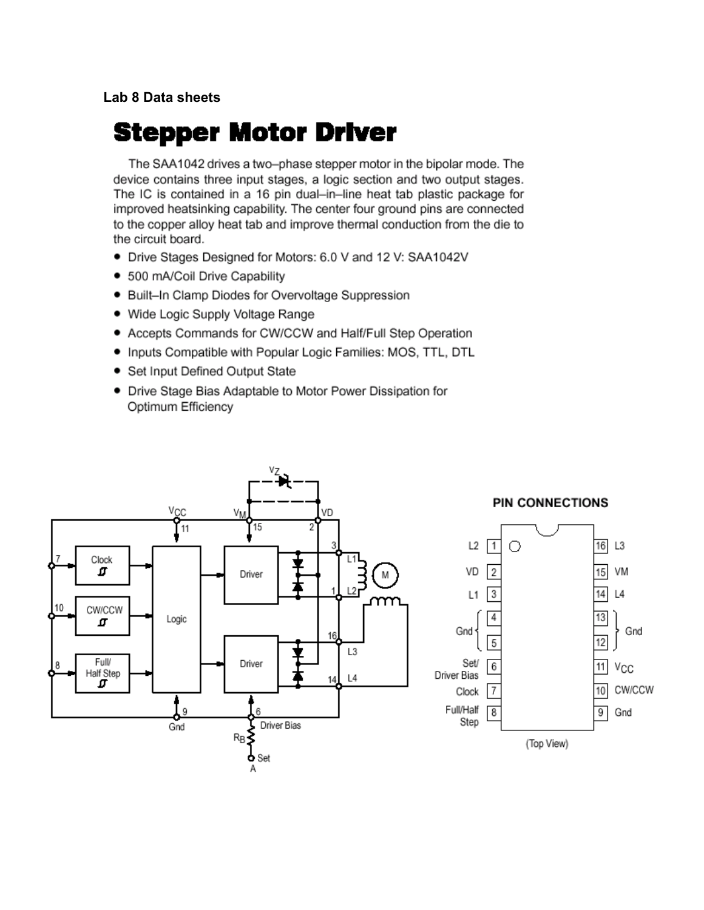**Lab 8 Data sheets**

# Stepper Motor Driver

The SAA1042 drives a two–phase stepper motor in the bipolar mode. The device contains three input stages, a logic section and two output stages. The IC is contained in a 16 pin dual–in–line heat tab plastic package for improved heatsinking capability. The center four ground pins are connected to the copper alloy heat tab and improve thermal conduction from the die to the circuit board.

- Drive Stages Designed for Motors: 6.0 V and 12 V: SAA1042V
- 500 mA/Coil Drive Capability
- Built–In Clamp Diodes for Overvoltage Suppression
- Wide Logic Supply Voltage Range
- Accepts Commands for CW/CCW and Half/Full Step Operation
- Inputs Compatible with Popular Logic Families: MOS, TTL, DTL
- Set Input Defined Output State
- Drive Stage Bias Adaptable to Motor Power Dissipation for Optimum Efficiency

$V_Z$

$V_{CC}$ 11 | $V_M$ 15 | VD 2

7 Clock | 10 CW/CCW | 8 Full/Half Step | Logic | Driver | Driver

3 L1 | 1 L2 | 16 L3 | 14 L4 | M

9 Gnd | 6 Driver Bias | $R_B$ | Set A

**PIN CONNECTIONS**

| Pin | Name | Pin | Name |
|---|---|---|---|
| 1 | L2 | 16 | L3 |
| 2 | VD | 15 | VM |
| 3 | L1 | 14 | L4 |
| 4 | Gnd | 13 | Gnd |
| 5 | Gnd | 12 | Gnd |
| 6 | Set/ Driver Bias | 11 | $V_{CC}$ |
| 7 | Clock | 10 | CW/CCW |
| 8 | Full/Half Step | 9 | Gnd |

(Top View)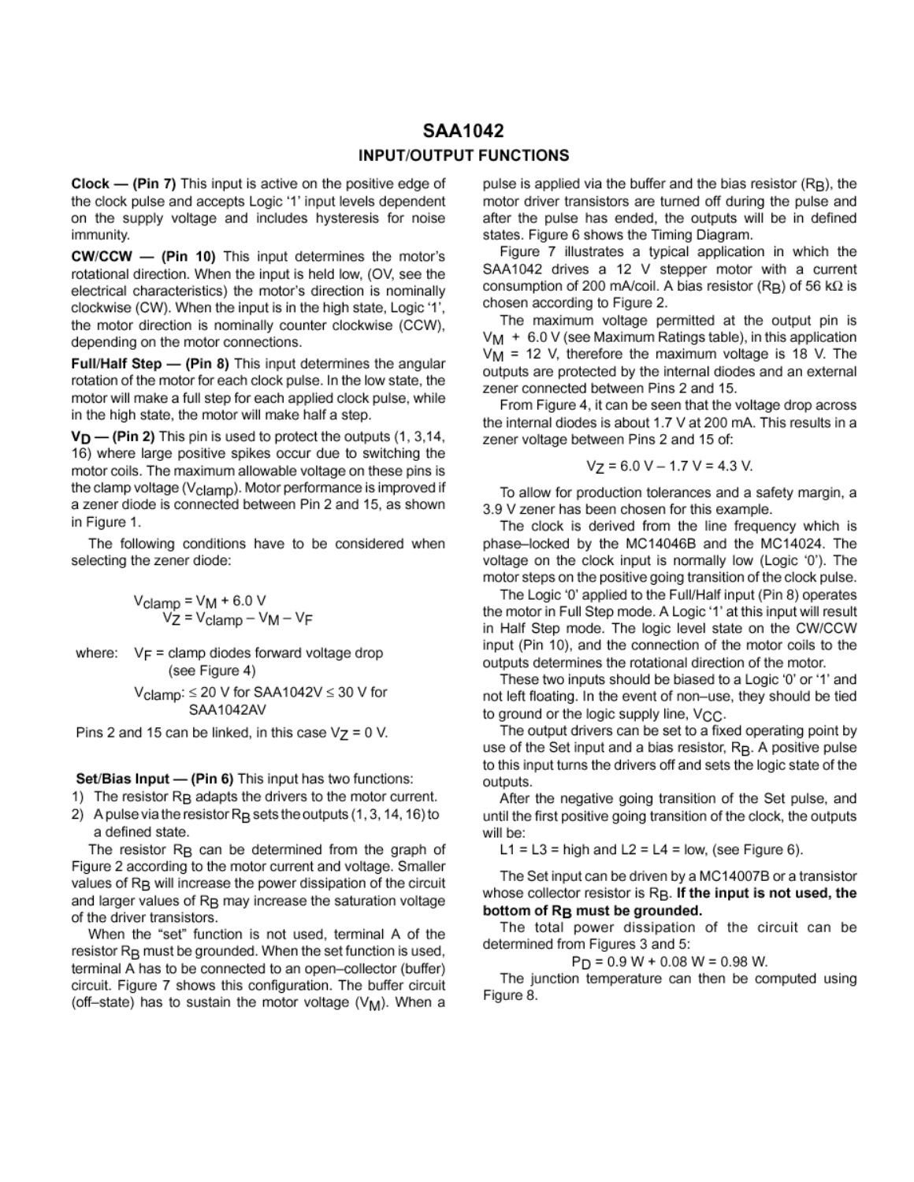# SAA1042

## INPUT/OUTPUT FUNCTIONS

**Clock — (Pin 7)** This input is active on the positive edge of the clock pulse and accepts Logic '1' input levels dependent on the supply voltage and includes hysteresis for noise immunity.

**CW/CCW — (Pin 10)** This input determines the motor's rotational direction. When the input is held low, (OV, see the electrical characteristics) the motor's direction is nominally clockwise (CW). When the input is in the high state, Logic '1', the motor direction is nominally counter clockwise (CCW), depending on the motor connections.

**Full/Half Step — (Pin 8)** This input determines the angular rotation of the motor for each clock pulse. In the low state, the motor will make a full step for each applied clock pulse, while in the high state, the motor will make half a step.

**$V_D$ — (Pin 2)** This pin is used to protect the outputs (1, 3,14, 16) where large positive spikes occur due to switching the motor coils. The maximum allowable voltage on these pins is the clamp voltage ($V_{clamp}$). Motor performance is improved if a zener diode is connected between Pin 2 and 15, as shown in Figure 1.

The following conditions have to be considered when selecting the zener diode:

$$V_{clamp} = V_M + 6.0\ V$$

$$V_Z = V_{clamp} - V_M - V_F$$

where: $V_F$ = clamp diodes forward voltage drop (see Figure 4)

$V_{clamp}$: ≤ 20 V for SAA1042V ≤ 30 V for SAA1042AV

Pins 2 and 15 can be linked, in this case $V_Z$ = 0 V.

**Set/Bias Input — (Pin 6)** This input has two functions:

1) The resistor $R_B$ adapts the drivers to the motor current.
2) A pulse via the resistor $R_B$ sets the outputs (1, 3, 14, 16) to a defined state.

The resistor $R_B$ can be determined from the graph of Figure 2 according to the motor current and voltage. Smaller values of $R_B$ will increase the power dissipation of the circuit and larger values of $R_B$ may increase the saturation voltage of the driver transistors.

When the "set" function is not used, terminal A of the resistor $R_B$ must be grounded. When the set function is used, terminal A has to be connected to an open–collector (buffer) circuit. Figure 7 shows this configuration. The buffer circuit (off–state) has to sustain the motor voltage ($V_M$). When a pulse is applied via the buffer and the bias resistor ($R_B$), the motor driver transistors are turned off during the pulse and after the pulse has ended, the outputs will be in defined states. Figure 6 shows the Timing Diagram.

Figure 7 illustrates a typical application in which the SAA1042 drives a 12 V stepper motor with a current consumption of 200 mA/coil. A bias resistor ($R_B$) of 56 kΩ is chosen according to Figure 2.

The maximum voltage permitted at the output pin is $V_M$ + 6.0 V (see Maximum Ratings table), in this application $V_M$ = 12 V, therefore the maximum voltage is 18 V. The outputs are protected by the internal diodes and an external zener connected between Pins 2 and 15.

From Figure 4, it can be seen that the voltage drop across the internal diodes is about 1.7 V at 200 mA. This results in a zener voltage between Pins 2 and 15 of:

$$V_Z = 6.0\ V - 1.7\ V = 4.3\ V.$$

To allow for production tolerances and a safety margin, a 3.9 V zener has been chosen for this example.

The clock is derived from the line frequency which is phase–locked by the MC14046B and the MC14024. The voltage on the clock input is normally low (Logic '0'). The motor steps on the positive going transition of the clock pulse.

The Logic '0' applied to the Full/Half input (Pin 8) operates the motor in Full Step mode. A Logic '1' at this input will result in Half Step mode. The logic level state on the CW/CCW input (Pin 10), and the connection of the motor coils to the outputs determines the rotational direction of the motor.

These two inputs should be biased to a Logic '0' or '1' and not left floating. In the event of non–use, they should be tied to ground or the logic supply line, $V_{CC}$.

The output drivers can be set to a fixed operating point by use of the Set input and a bias resistor, $R_B$. A positive pulse to this input turns the drivers off and sets the logic state of the outputs.

After the negative going transition of the Set pulse, and until the first positive going transition of the clock, the outputs will be:

L1 = L3 = high and L2 = L4 = low, (see Figure 6).

The Set input can be driven by a MC14007B or a transistor whose collector resistor is $R_B$. **If the input is not used, the bottom of $R_B$ must be grounded.**

The total power dissipation of the circuit can be determined from Figures 3 and 5:

$$P_D = 0.9\ W + 0.08\ W = 0.98\ W.$$

The junction temperature can then be computed using Figure 8.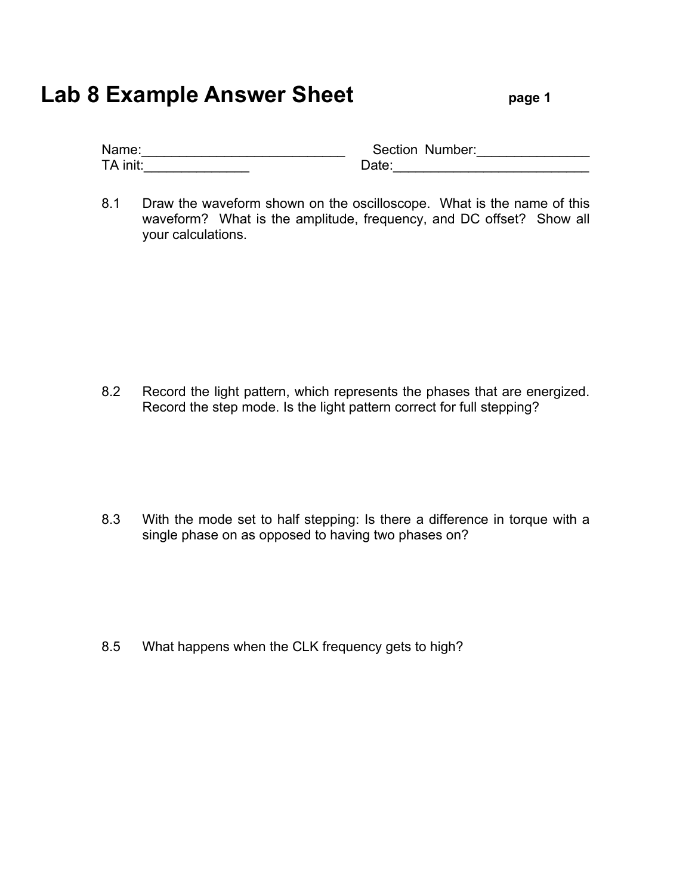# Lab 8 Example Answer Sheet **page 1**

Name:___________________________ Section Number:_______________
TA init:______________ Date:__________________________

8.1 Draw the waveform shown on the oscilloscope. What is the name of this waveform? What is the amplitude, frequency, and DC offset? Show all your calculations.

8.2 Record the light pattern, which represents the phases that are energized. Record the step mode. Is the light pattern correct for full stepping?

8.3 With the mode set to half stepping: Is there a difference in torque with a single phase on as opposed to having two phases on?

8.5 What happens when the CLK frequency gets to high?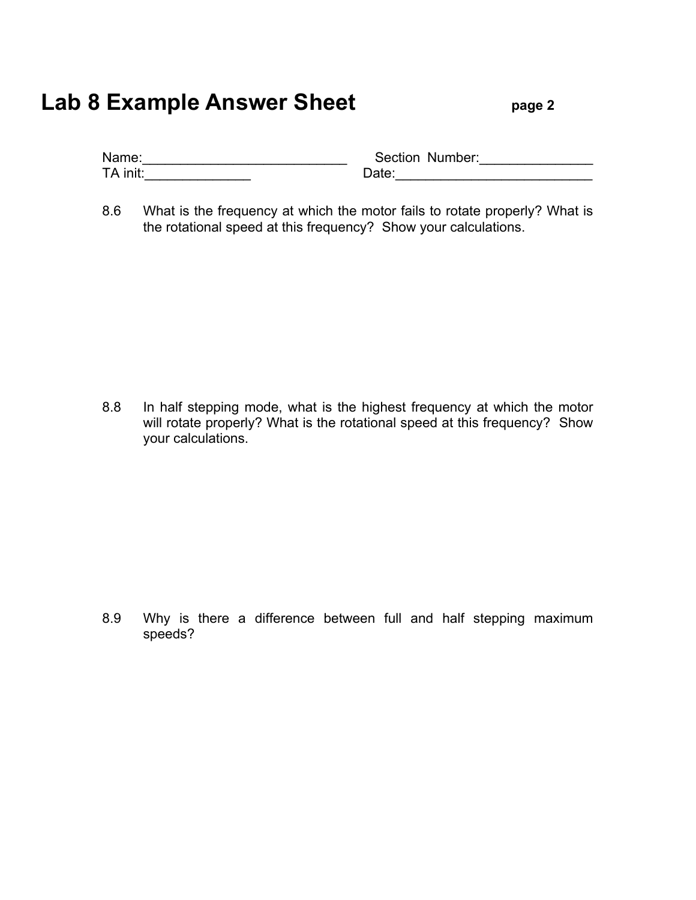# Lab 8 Example Answer Sheet **page 2**

Name:___________________________ Section Number:_______________
TA init:______________ Date:___________________________

8.6 What is the frequency at which the motor fails to rotate properly? What is the rotational speed at this frequency? Show your calculations.

8.8 In half stepping mode, what is the highest frequency at which the motor will rotate properly? What is the rotational speed at this frequency? Show your calculations.

8.9 Why is there a difference between full and half stepping maximum speeds?